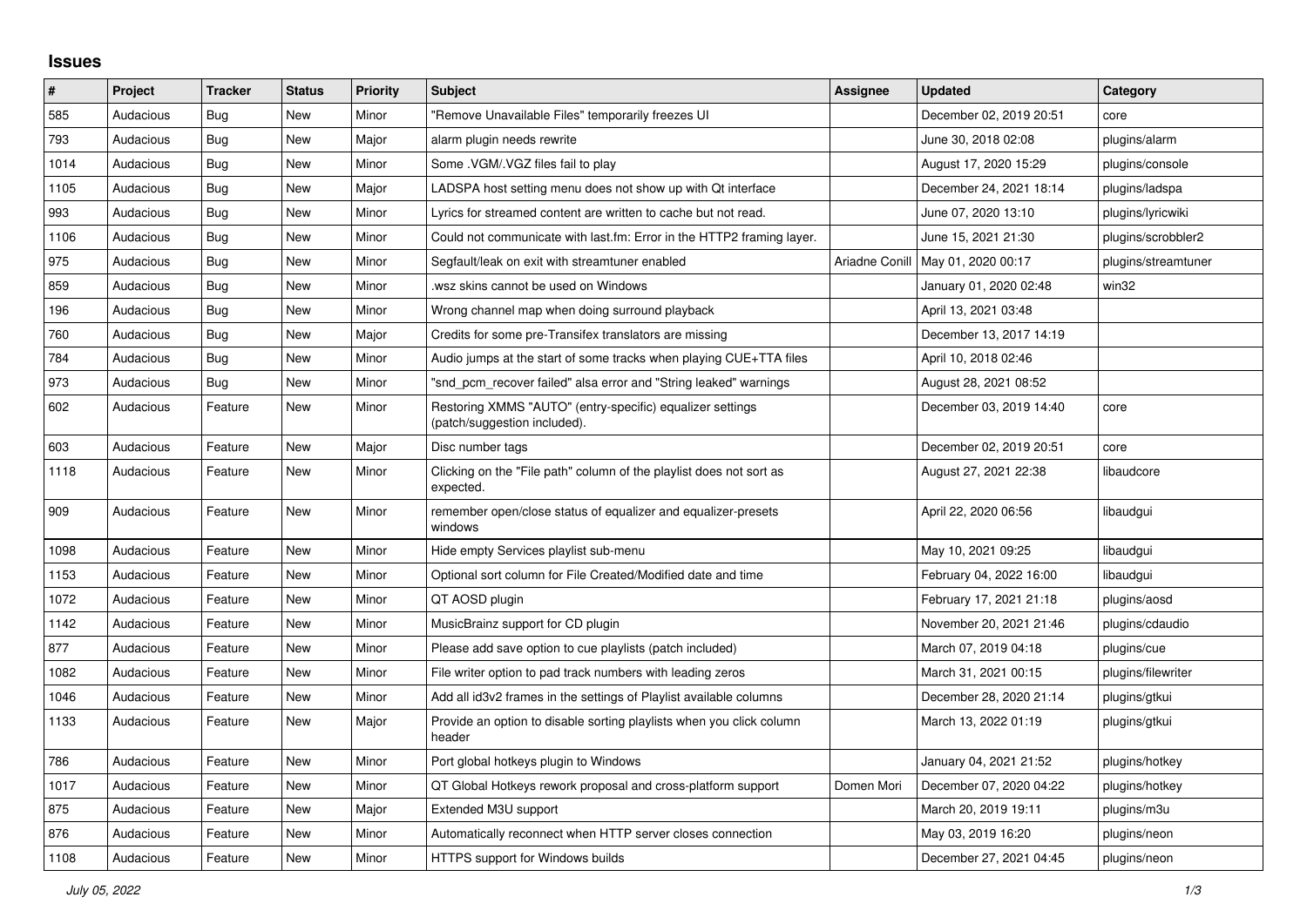## Issues

| # | Project | Tracker | Status | Priority | Subject | Assignee | Updated | Category |
|---|---|---|---|---|---|---|---|---|
| 585 | Audacious | Bug | New | Minor | "Remove Unavailable Files" temporarily freezes UI | | December 02, 2019 20:51 | core |
| 793 | Audacious | Bug | New | Major | alarm plugin needs rewrite | | June 30, 2018 02:08 | plugins/alarm |
| 1014 | Audacious | Bug | New | Minor | Some .VGM/.VGZ files fail to play | | August 17, 2020 15:29 | plugins/console |
| 1105 | Audacious | Bug | New | Major | LADSPA host setting menu does not show up with Qt interface | | December 24, 2021 18:14 | plugins/ladspa |
| 993 | Audacious | Bug | New | Minor | Lyrics for streamed content are written to cache but not read. | | June 07, 2020 13:10 | plugins/lyricwiki |
| 1106 | Audacious | Bug | New | Minor | Could not communicate with last.fm: Error in the HTTP2 framing layer. | | June 15, 2021 21:30 | plugins/scrobbler2 |
| 975 | Audacious | Bug | New | Minor | Segfault/leak on exit with streamtuner enabled | Ariadne Conill | May 01, 2020 00:17 | plugins/streamtuner |
| 859 | Audacious | Bug | New | Minor | .wsz skins cannot be used on Windows | | January 01, 2020 02:48 | win32 |
| 196 | Audacious | Bug | New | Minor | Wrong channel map when doing surround playback | | April 13, 2021 03:48 | |
| 760 | Audacious | Bug | New | Major | Credits for some pre-Transifex translators are missing | | December 13, 2017 14:19 | |
| 784 | Audacious | Bug | New | Minor | Audio jumps at the start of some tracks when playing CUE+TTA files | | April 10, 2018 02:46 | |
| 973 | Audacious | Bug | New | Minor | "snd_pcm_recover failed" alsa error and "String leaked" warnings | | August 28, 2021 08:52 | |
| 602 | Audacious | Feature | New | Minor | Restoring XMMS "AUTO" (entry-specific) equalizer settings (patch/suggestion included). | | December 03, 2019 14:40 | core |
| 603 | Audacious | Feature | New | Major | Disc number tags | | December 02, 2019 20:51 | core |
| 1118 | Audacious | Feature | New | Minor | Clicking on the "File path" column of the playlist does not sort as expected. | | August 27, 2021 22:38 | libaudcore |
| 909 | Audacious | Feature | New | Minor | remember open/close status of equalizer and equalizer-presets windows | | April 22, 2020 06:56 | libaudgui |
| 1098 | Audacious | Feature | New | Minor | Hide empty Services playlist sub-menu | | May 10, 2021 09:25 | libaudgui |
| 1153 | Audacious | Feature | New | Minor | Optional sort column for File Created/Modified date and time | | February 04, 2022 16:00 | libaudgui |
| 1072 | Audacious | Feature | New | Minor | QT AOSD plugin | | February 17, 2021 21:18 | plugins/aosd |
| 1142 | Audacious | Feature | New | Minor | MusicBrainz support for CD plugin | | November 20, 2021 21:46 | plugins/cdaudio |
| 877 | Audacious | Feature | New | Minor | Please add save option to cue playlists (patch included) | | March 07, 2019 04:18 | plugins/cue |
| 1082 | Audacious | Feature | New | Minor | File writer option to pad track numbers with leading zeros | | March 31, 2021 00:15 | plugins/filewriter |
| 1046 | Audacious | Feature | New | Minor | Add all id3v2 frames in the settings of Playlist available columns | | December 28, 2020 21:14 | plugins/gtkui |
| 1133 | Audacious | Feature | New | Major | Provide an option to disable sorting playlists when you click column header | | March 13, 2022 01:19 | plugins/gtkui |
| 786 | Audacious | Feature | New | Minor | Port global hotkeys plugin to Windows | | January 04, 2021 21:52 | plugins/hotkey |
| 1017 | Audacious | Feature | New | Minor | QT Global Hotkeys rework proposal and cross-platform support | Domen Mori | December 07, 2020 04:22 | plugins/hotkey |
| 875 | Audacious | Feature | New | Major | Extended M3U support | | March 20, 2019 19:11 | plugins/m3u |
| 876 | Audacious | Feature | New | Minor | Automatically reconnect when HTTP server closes connection | | May 03, 2019 16:20 | plugins/neon |
| 1108 | Audacious | Feature | New | Minor | HTTPS support for Windows builds | | December 27, 2021 04:45 | plugins/neon |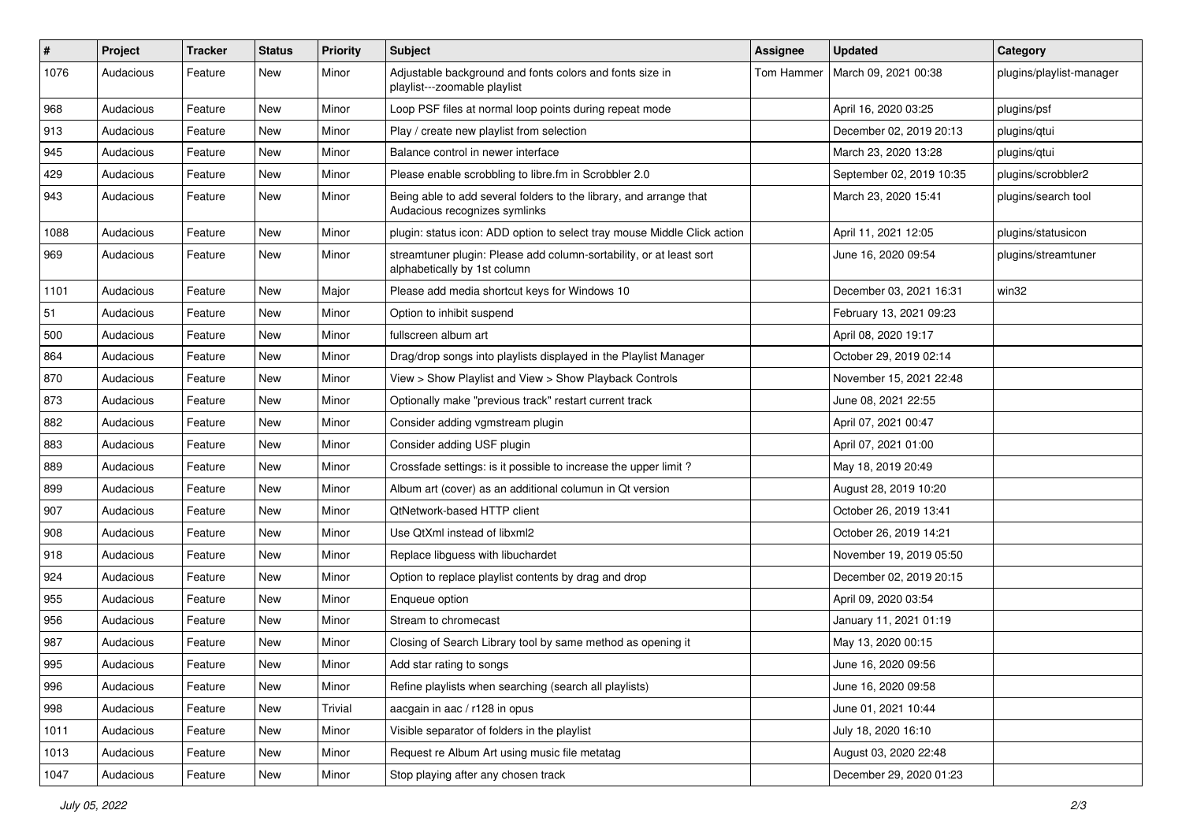| # | Project | Tracker | Status | Priority | Subject | Assignee | Updated | Category |
|---|---|---|---|---|---|---|---|---|
| 1076 | Audacious | Feature | New | Minor | Adjustable background and fonts colors and fonts size in playlist---zoomable playlist | Tom Hammer | March 09, 2021 00:38 | plugins/playlist-manager |
| 968 | Audacious | Feature | New | Minor | Loop PSF files at normal loop points during repeat mode | | April 16, 2020 03:25 | plugins/psf |
| 913 | Audacious | Feature | New | Minor | Play / create new playlist from selection | | December 02, 2019 20:13 | plugins/qtui |
| 945 | Audacious | Feature | New | Minor | Balance control in newer interface | | March 23, 2020 13:28 | plugins/qtui |
| 429 | Audacious | Feature | New | Minor | Please enable scrobbling to libre.fm in Scrobbler 2.0 | | September 02, 2019 10:35 | plugins/scrobbler2 |
| 943 | Audacious | Feature | New | Minor | Being able to add several folders to the library, and arrange that Audacious recognizes symlinks | | March 23, 2020 15:41 | plugins/search tool |
| 1088 | Audacious | Feature | New | Minor | plugin: status icon: ADD option to select tray mouse Middle Click action | | April 11, 2021 12:05 | plugins/statusicon |
| 969 | Audacious | Feature | New | Minor | streamtuner plugin: Please add column-sortability, or at least sort alphabetically by 1st column | | June 16, 2020 09:54 | plugins/streamtuner |
| 1101 | Audacious | Feature | New | Major | Please add media shortcut keys for Windows 10 | | December 03, 2021 16:31 | win32 |
| 51 | Audacious | Feature | New | Minor | Option to inhibit suspend | | February 13, 2021 09:23 | |
| 500 | Audacious | Feature | New | Minor | fullscreen album art | | April 08, 2020 19:17 | |
| 864 | Audacious | Feature | New | Minor | Drag/drop songs into playlists displayed in the Playlist Manager | | October 29, 2019 02:14 | |
| 870 | Audacious | Feature | New | Minor | View > Show Playlist and View > Show Playback Controls | | November 15, 2021 22:48 | |
| 873 | Audacious | Feature | New | Minor | Optionally make "previous track" restart current track | | June 08, 2021 22:55 | |
| 882 | Audacious | Feature | New | Minor | Consider adding vgmstream plugin | | April 07, 2021 00:47 | |
| 883 | Audacious | Feature | New | Minor | Consider adding USF plugin | | April 07, 2021 01:00 | |
| 889 | Audacious | Feature | New | Minor | Crossfade settings: is it possible to increase the upper limit ? | | May 18, 2019 20:49 | |
| 899 | Audacious | Feature | New | Minor | Album art (cover) as an additional columun in Qt version | | August 28, 2019 10:20 | |
| 907 | Audacious | Feature | New | Minor | QtNetwork-based HTTP client | | October 26, 2019 13:41 | |
| 908 | Audacious | Feature | New | Minor | Use QtXml instead of libxml2 | | October 26, 2019 14:21 | |
| 918 | Audacious | Feature | New | Minor | Replace libguess with libuchardet | | November 19, 2019 05:50 | |
| 924 | Audacious | Feature | New | Minor | Option to replace playlist contents by drag and drop | | December 02, 2019 20:15 | |
| 955 | Audacious | Feature | New | Minor | Enqueue option | | April 09, 2020 03:54 | |
| 956 | Audacious | Feature | New | Minor | Stream to chromecast | | January 11, 2021 01:19 | |
| 987 | Audacious | Feature | New | Minor | Closing of Search Library tool by same method as opening it | | May 13, 2020 00:15 | |
| 995 | Audacious | Feature | New | Minor | Add star rating to songs | | June 16, 2020 09:56 | |
| 996 | Audacious | Feature | New | Minor | Refine playlists when searching (search all playlists) | | June 16, 2020 09:58 | |
| 998 | Audacious | Feature | New | Trivial | aacgain in aac / r128 in opus | | June 01, 2021 10:44 | |
| 1011 | Audacious | Feature | New | Minor | Visible separator of folders in the playlist | | July 18, 2020 16:10 | |
| 1013 | Audacious | Feature | New | Minor | Request re Album Art using music file metatag | | August 03, 2020 22:48 | |
| 1047 | Audacious | Feature | New | Minor | Stop playing after any chosen track | | December 29, 2020 01:23 | |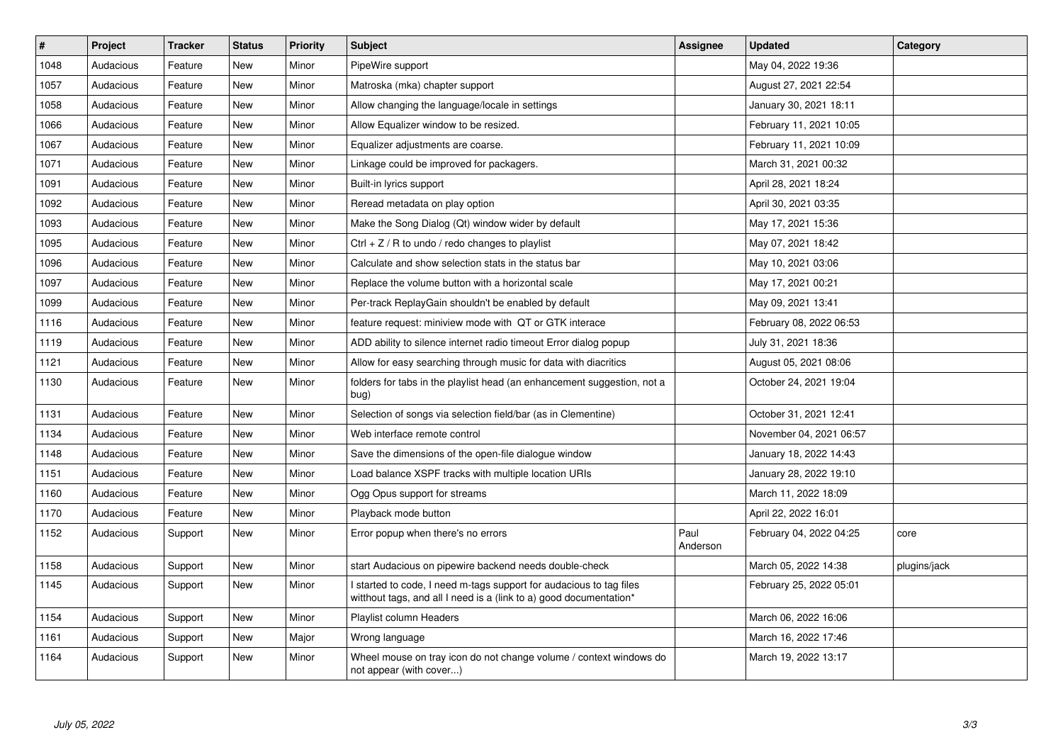| # | Project | Tracker | Status | Priority | Subject | Assignee | Updated | Category |
| --- | --- | --- | --- | --- | --- | --- | --- | --- |
| 1048 | Audacious | Feature | New | Minor | PipeWire support | | May 04, 2022 19:36 | |
| 1057 | Audacious | Feature | New | Minor | Matroska (mka) chapter support | | August 27, 2021 22:54 | |
| 1058 | Audacious | Feature | New | Minor | Allow changing the language/locale in settings | | January 30, 2021 18:11 | |
| 1066 | Audacious | Feature | New | Minor | Allow Equalizer window to be resized. | | February 11, 2021 10:05 | |
| 1067 | Audacious | Feature | New | Minor | Equalizer adjustments are coarse. | | February 11, 2021 10:09 | |
| 1071 | Audacious | Feature | New | Minor | Linkage could be improved for packagers. | | March 31, 2021 00:32 | |
| 1091 | Audacious | Feature | New | Minor | Built-in lyrics support | | April 28, 2021 18:24 | |
| 1092 | Audacious | Feature | New | Minor | Reread metadata on play option | | April 30, 2021 03:35 | |
| 1093 | Audacious | Feature | New | Minor | Make the Song Dialog (Qt) window wider by default | | May 17, 2021 15:36 | |
| 1095 | Audacious | Feature | New | Minor | Ctrl + Z / R to undo / redo changes to playlist | | May 07, 2021 18:42 | |
| 1096 | Audacious | Feature | New | Minor | Calculate and show selection stats in the status bar | | May 10, 2021 03:06 | |
| 1097 | Audacious | Feature | New | Minor | Replace the volume button with a horizontal scale | | May 17, 2021 00:21 | |
| 1099 | Audacious | Feature | New | Minor | Per-track ReplayGain shouldn't be enabled by default | | May 09, 2021 13:41 | |
| 1116 | Audacious | Feature | New | Minor | feature request: miniview mode with QT or GTK interace | | February 08, 2022 06:53 | |
| 1119 | Audacious | Feature | New | Minor | ADD ability to silence internet radio timeout Error dialog popup | | July 31, 2021 18:36 | |
| 1121 | Audacious | Feature | New | Minor | Allow for easy searching through music for data with diacritics | | August 05, 2021 08:06 | |
| 1130 | Audacious | Feature | New | Minor | folders for tabs in the playlist head (an enhancement suggestion, not a bug) | | October 24, 2021 19:04 | |
| 1131 | Audacious | Feature | New | Minor | Selection of songs via selection field/bar (as in Clementine) | | October 31, 2021 12:41 | |
| 1134 | Audacious | Feature | New | Minor | Web interface remote control | | November 04, 2021 06:57 | |
| 1148 | Audacious | Feature | New | Minor | Save the dimensions of the open-file dialogue window | | January 18, 2022 14:43 | |
| 1151 | Audacious | Feature | New | Minor | Load balance XSPF tracks with multiple location URIs | | January 28, 2022 19:10 | |
| 1160 | Audacious | Feature | New | Minor | Ogg Opus support for streams | | March 11, 2022 18:09 | |
| 1170 | Audacious | Feature | New | Minor | Playback mode button | | April 22, 2022 16:01 | |
| 1152 | Audacious | Support | New | Minor | Error popup when there's no errors | Paul Anderson | February 04, 2022 04:25 | core |
| 1158 | Audacious | Support | New | Minor | start Audacious on pipewire backend needs double-check | | March 05, 2022 14:38 | plugins/jack |
| 1145 | Audacious | Support | New | Minor | I started to code, I need m-tags support for audacious to tag files witthout tags, and all I need is a (link to a) good documentation* | | February 25, 2022 05:01 | |
| 1154 | Audacious | Support | New | Minor | Playlist column Headers | | March 06, 2022 16:06 | |
| 1161 | Audacious | Support | New | Major | Wrong language | | March 16, 2022 17:46 | |
| 1164 | Audacious | Support | New | Minor | Wheel mouse on tray icon do not change volume / context windows do not appear (with cover...) | | March 19, 2022 13:17 | |